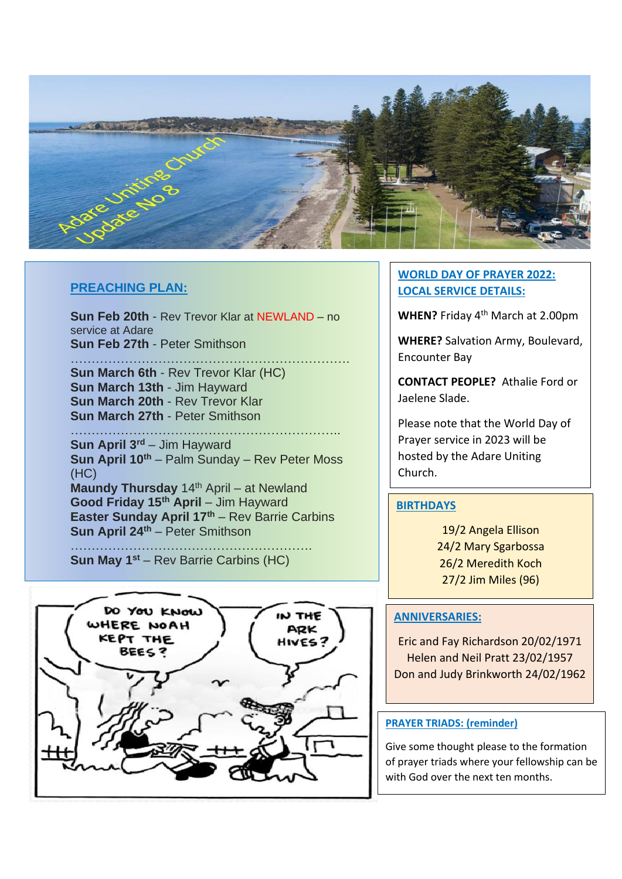# Adare Uniting Church Update No 8

## PREACHING PLAN:

**Sun Feb 20th** - Rev Trevor Klar at NEWLAND – no service at Adare
**Sun Feb 27th** - Peter Smithson

………………………………………………………………

**Sun March 6th** - Rev Trevor Klar (HC)
**Sun March 13th** - Jim Hayward
**Sun March 20th** - Rev Trevor Klar
**Sun March 27th** - Peter Smithson

……………………………………………………………..

**Sun April 3rd** – Jim Hayward
**Sun April 10th** – Palm Sunday – Rev Peter Moss (HC)
**Maundy Thursday** 14th April – at Newland
**Good Friday 15th April** – Jim Hayward
**Easter Sunday April 17th** – Rev Barrie Carbins
**Sun April 24th** – Peter Smithson

……………………………………………………….

**Sun May 1st** – Rev Barrie Carbins (HC)

## WORLD DAY OF PRAYER 2022: LOCAL SERVICE DETAILS:

**WHEN?** Friday 4th March at 2.00pm

**WHERE?** Salvation Army, Boulevard, Encounter Bay

**CONTACT PEOPLE?** Athalie Ford or Jaelene Slade.

Please note that the World Day of Prayer service in 2023 will be hosted by the Adare Uniting Church.

## BIRTHDAYS

19/2 Angela Ellison
24/2 Mary Sgarbossa
26/2 Meredith Koch
27/2 Jim Miles (96)

## ANNIVERSARIES:

Eric and Fay Richardson 20/02/1971
Helen and Neil Pratt 23/02/1957
Don and Judy Brinkworth 24/02/1962

## PRAYER TRIADS: (reminder)

Give some thought please to the formation of prayer triads where your fellowship can be with God over the next ten months.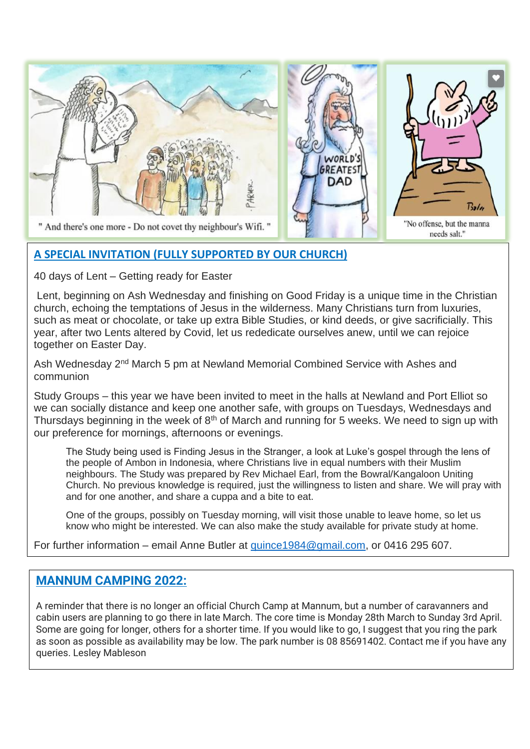" And there's one more - Do not covet thy neighbour's Wifi. "

"No offense, but the manna needs salt."

## A SPECIAL INVITATION (FULLY SUPPORTED BY OUR CHURCH)

40 days of Lent – Getting ready for Easter

Lent, beginning on Ash Wednesday and finishing on Good Friday is a unique time in the Christian church, echoing the temptations of Jesus in the wilderness. Many Christians turn from luxuries, such as meat or chocolate, or take up extra Bible Studies, or kind deeds, or give sacrificially. This year, after two Lents altered by Covid, let us rededicate ourselves anew, until we can rejoice together on Easter Day.

Ash Wednesday 2nd March 5 pm at Newland Memorial Combined Service with Ashes and communion

Study Groups – this year we have been invited to meet in the halls at Newland and Port Elliot so we can socially distance and keep one another safe, with groups on Tuesdays, Wednesdays and Thursdays beginning in the week of 8th of March and running for 5 weeks. We need to sign up with our preference for mornings, afternoons or evenings.

> The Study being used is Finding Jesus in the Stranger, a look at Luke's gospel through the lens of the people of Ambon in Indonesia, where Christians live in equal numbers with their Muslim neighbours. The Study was prepared by Rev Michael Earl, from the Bowral/Kangaloon Uniting Church. No previous knowledge is required, just the willingness to listen and share. We will pray with and for one another, and share a cuppa and a bite to eat.
>
> One of the groups, possibly on Tuesday morning, will visit those unable to leave home, so let us know who might be interested. We can also make the study available for private study at home.

For further information – email Anne Butler at quince1984@gmail.com, or 0416 295 607.

## MANNUM CAMPING 2022:

A reminder that there is no longer an official Church Camp at Mannum, but a number of caravanners and cabin users are planning to go there in late March. The core time is Monday 28th March to Sunday 3rd April. Some are going for longer, others for a shorter time. If you would like to go, I suggest that you ring the park as soon as possible as availability may be low. The park number is 08 85691402. Contact me if you have any queries. Lesley Mableson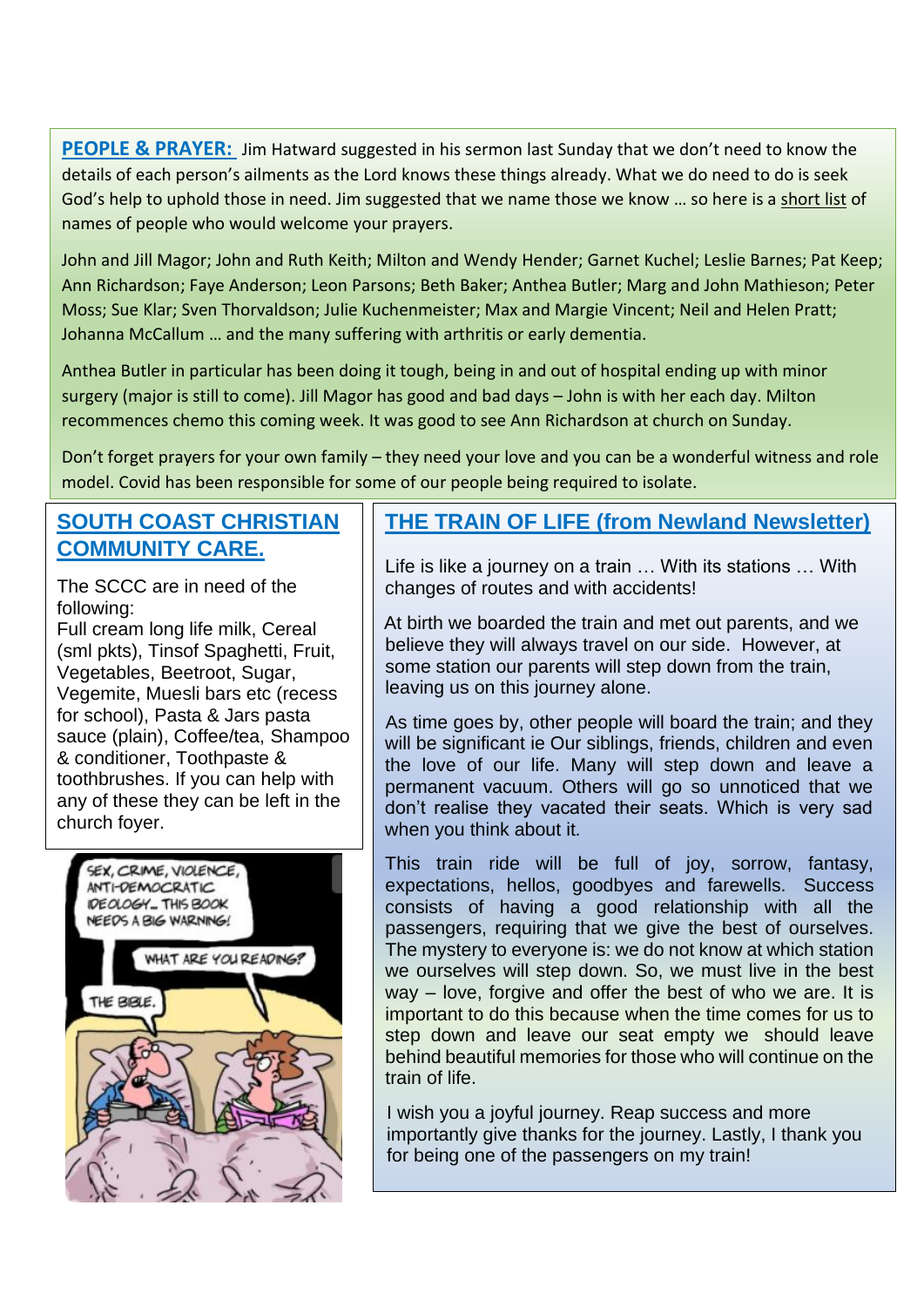**PEOPLE & PRAYER:** Jim Hatward suggested in his sermon last Sunday that we don't need to know the details of each person's ailments as the Lord knows these things already. What we do need to do is seek God's help to uphold those in need. Jim suggested that we name those we know … so here is a short list of names of people who would welcome your prayers.

John and Jill Magor; John and Ruth Keith; Milton and Wendy Hender; Garnet Kuchel; Leslie Barnes; Pat Keep; Ann Richardson; Faye Anderson; Leon Parsons; Beth Baker; Anthea Butler; Marg and John Mathieson; Peter Moss; Sue Klar; Sven Thorvaldson; Julie Kuchenmeister; Max and Margie Vincent; Neil and Helen Pratt; Johanna McCallum … and the many suffering with arthritis or early dementia.

Anthea Butler in particular has been doing it tough, being in and out of hospital ending up with minor surgery (major is still to come). Jill Magor has good and bad days – John is with her each day. Milton recommences chemo this coming week. It was good to see Ann Richardson at church on Sunday.

Don't forget prayers for your own family – they need your love and you can be a wonderful witness and role model. Covid has been responsible for some of our people being required to isolate.

## SOUTH COAST CHRISTIAN COMMUNITY CARE.

The SCCC are in need of the following:
Full cream long life milk, Cereal (sml pkts), Tinsof Spaghetti, Fruit, Vegetables, Beetroot, Sugar, Vegemite, Muesli bars etc (recess for school), Pasta & Jars pasta sauce (plain), Coffee/tea, Shampoo & conditioner, Toothpaste & toothbrushes. If you can help with any of these they can be left in the church foyer.

## THE TRAIN OF LIFE (from Newland Newsletter)

Life is like a journey on a train … With its stations … With changes of routes and with accidents!

At birth we boarded the train and met out parents, and we believe they will always travel on our side. However, at some station our parents will step down from the train, leaving us on this journey alone.

As time goes by, other people will board the train; and they will be significant ie Our siblings, friends, children and even the love of our life. Many will step down and leave a permanent vacuum. Others will go so unnoticed that we don't realise they vacated their seats. Which is very sad when you think about it.

This train ride will be full of joy, sorrow, fantasy, expectations, hellos, goodbyes and farewells. Success consists of having a good relationship with all the passengers, requiring that we give the best of ourselves. The mystery to everyone is: we do not know at which station we ourselves will step down. So, we must live in the best way – love, forgive and offer the best of who we are. It is important to do this because when the time comes for us to step down and leave our seat empty we should leave behind beautiful memories for those who will continue on the train of life.

I wish you a joyful journey. Reap success and more importantly give thanks for the journey. Lastly, I thank you for being one of the passengers on my train!